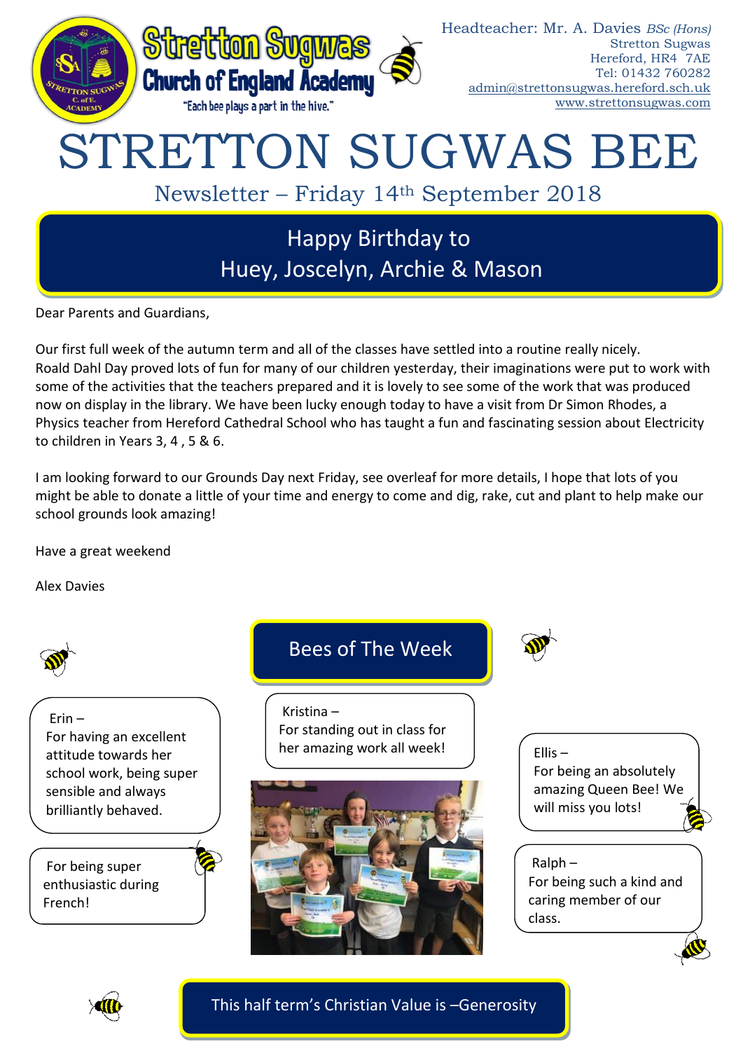Stretton Sugwas Church of England Academy

"Each bee plays a part in the hive."

Headteacher: Mr. A. Davies *BSc (Hons)*
Stretton Sugwas
Hereford, HR4 7AE
Tel: 01432 760282
admin@strettonsugwas.hereford.sch.uk
www.strettonsugwas.com

# STRETTON SUGWAS BEE

## Newsletter – Friday 14th September 2018

### Happy Birthday to Huey, Joscelyn, Archie & Mason

Dear Parents and Guardians,

Our first full week of the autumn term and all of the classes have settled into a routine really nicely. Roald Dahl Day proved lots of fun for many of our children yesterday, their imaginations were put to work with some of the activities that the teachers prepared and it is lovely to see some of the work that was produced now on display in the library. We have been lucky enough today to have a visit from Dr Simon Rhodes, a Physics teacher from Hereford Cathedral School who has taught a fun and fascinating session about Electricity to children in Years 3, 4 , 5 & 6.

I am looking forward to our Grounds Day next Friday, see overleaf for more details, I hope that lots of you might be able to donate a little of your time and energy to come and dig, rake, cut and plant to help make our school grounds look amazing!

Have a great weekend

Alex Davies

### Bees of The Week

Erin – For having an excellent attitude towards her school work, being super sensible and always brilliantly behaved.

For being super enthusiastic during French!

Kristina – For standing out in class for her amazing work all week!

Ellis – For being an absolutely amazing Queen Bee! We will miss you lots!

Ralph – For being such a kind and caring member of our class.

### This half term's Christian Value is –Generosity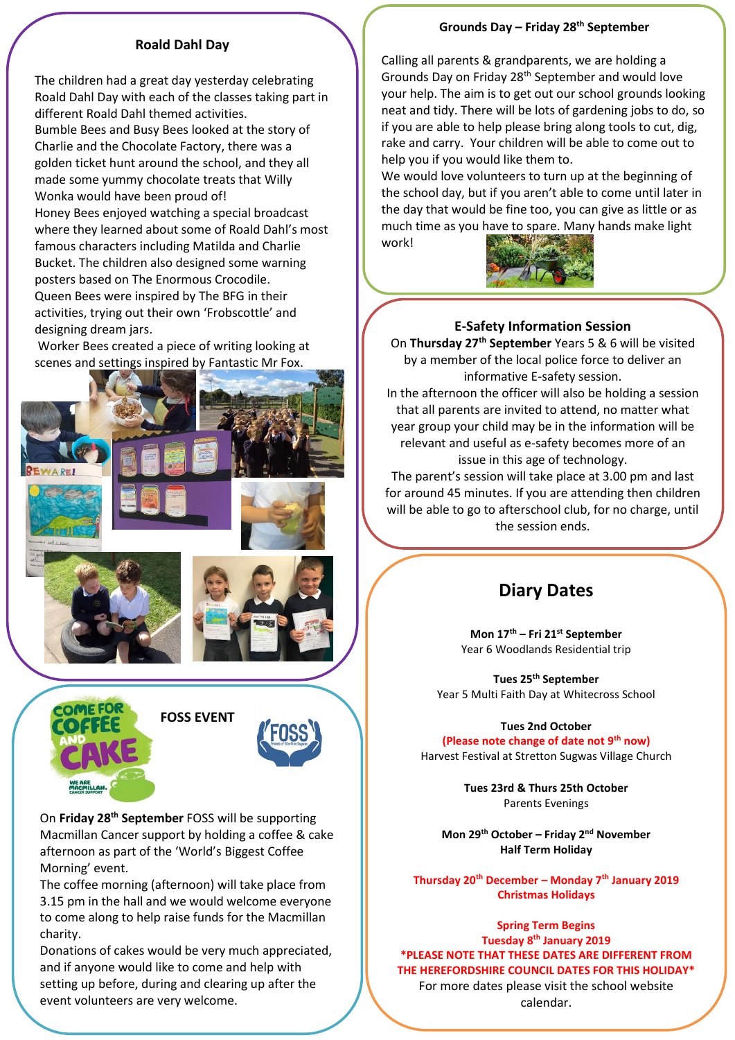## Roald Dahl Day

The children had a great day yesterday celebrating Roald Dahl Day with each of the classes taking part in different Roald Dahl themed activities.
Bumble Bees and Busy Bees looked at the story of Charlie and the Chocolate Factory, there was a golden ticket hunt around the school, and they all made some yummy chocolate treats that Willy Wonka would have been proud of!
Honey Bees enjoyed watching a special broadcast where they learned about some of Roald Dahl's most famous characters including Matilda and Charlie Bucket. The children also designed some warning posters based on The Enormous Crocodile.
Queen Bees were inspired by The BFG in their activities, trying out their own 'Frobscottle' and designing dream jars.
Worker Bees created a piece of writing looking at scenes and settings inspired by Fantastic Mr Fox.

## FOSS EVENT

On **Friday 28th September** FOSS will be supporting Macmillan Cancer support by holding a coffee & cake afternoon as part of the 'World's Biggest Coffee Morning' event.
The coffee morning (afternoon) will take place from 3.15 pm in the hall and we would welcome everyone to come along to help raise funds for the Macmillan charity.
Donations of cakes would be very much appreciated, and if anyone would like to come and help with setting up before, during and clearing up after the event volunteers are very welcome.

## Grounds Day – Friday 28th September

Calling all parents & grandparents, we are holding a Grounds Day on Friday 28th September and would love your help. The aim is to get out our school grounds looking neat and tidy. There will be lots of gardening jobs to do, so if you are able to help please bring along tools to cut, dig, rake and carry. Your children will be able to come out to help you if you would like them to.
We would love volunteers to turn up at the beginning of the school day, but if you aren't able to come until later in the day that would be fine too, you can give as little or as much time as you have to spare. Many hands make light work!

## E-Safety Information Session

On **Thursday 27th September** Years 5 & 6 will be visited by a member of the local police force to deliver an informative E-safety session.
In the afternoon the officer will also be holding a session that all parents are invited to attend, no matter what year group your child may be in the information will be relevant and useful as e-safety becomes more of an issue in this age of technology.
The parent's session will take place at 3.00 pm and last for around 45 minutes. If you are attending then children will be able to go to afterschool club, for no charge, until the session ends.

## Diary Dates

**Mon 17th – Fri 21st September**
Year 6 Woodlands Residential trip

**Tues 25th September**
Year 5 Multi Faith Day at Whitecross School

**Tues 2nd October**
**(Please note change of date not 9th now)**
Harvest Festival at Stretton Sugwas Village Church

**Tues 23rd & Thurs 25th October**
Parents Evenings

**Mon 29th October – Friday 2nd November**
**Half Term Holiday**

**Thursday 20th December – Monday 7th January 2019**
**Christmas Holidays**

**Spring Term Begins**
**Tuesday 8th January 2019**
**\*PLEASE NOTE THAT THESE DATES ARE DIFFERENT FROM THE HEREFORDSHIRE COUNCIL DATES FOR THIS HOLIDAY\***
For more dates please visit the school website calendar.